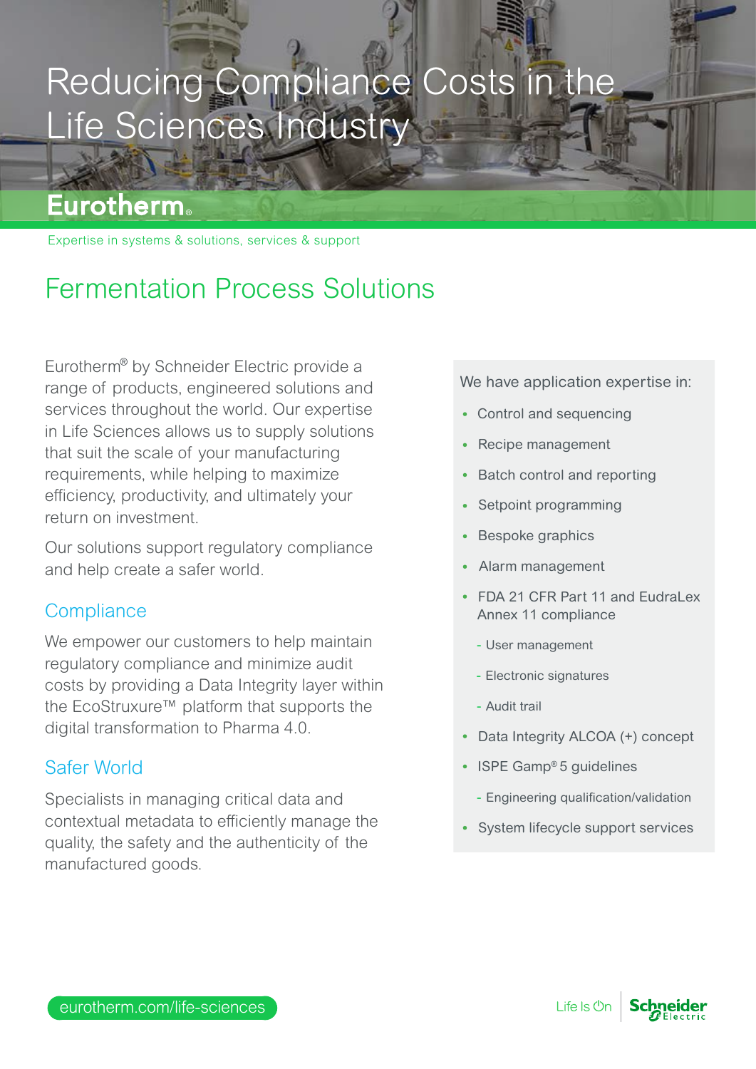# Reducing Compliance Costs in the Life Sciences Industry

**Eurotherm®**

Expertise in systems & solutions, services & support

## Fermentation Process Solutions

Eurotherm® by Schneider Electric provide a range of products, engineered solutions and services throughout the world. Our expertise in Life Sciences allows us to supply solutions that suit the scale of your manufacturing requirements, while helping to maximize efficiency, productivity, and ultimately your return on investment.

Our solutions support regulatory compliance and help create a safer world.

### Compliance

We empower our customers to help maintain regulatory compliance and minimize audit costs by providing a Data Integrity layer within the EcoStruxure™ platform that supports the digital transformation to Pharma 4.0.

### Safer World

Specialists in managing critical data and contextual metadata to efficiently manage the quality, the safety and the authenticity of the manufactured goods.

We have application expertise in:

- Control and sequencing
- Recipe management
- Batch control and reporting
- Setpoint programming
- Bespoke graphics
- Alarm management
- FDA 21 CFR Part 11 and EudraLex Annex 11 compliance
  - User management
  - Electronic signatures
  - Audit trail
- Data Integrity ALCOA (+) concept
- ISPE Gamp® 5 guidelines
  - Engineering qualification/validation
- System lifecycle support services

eurotherm.com/life-sciences

Life Is On | Schneider Electric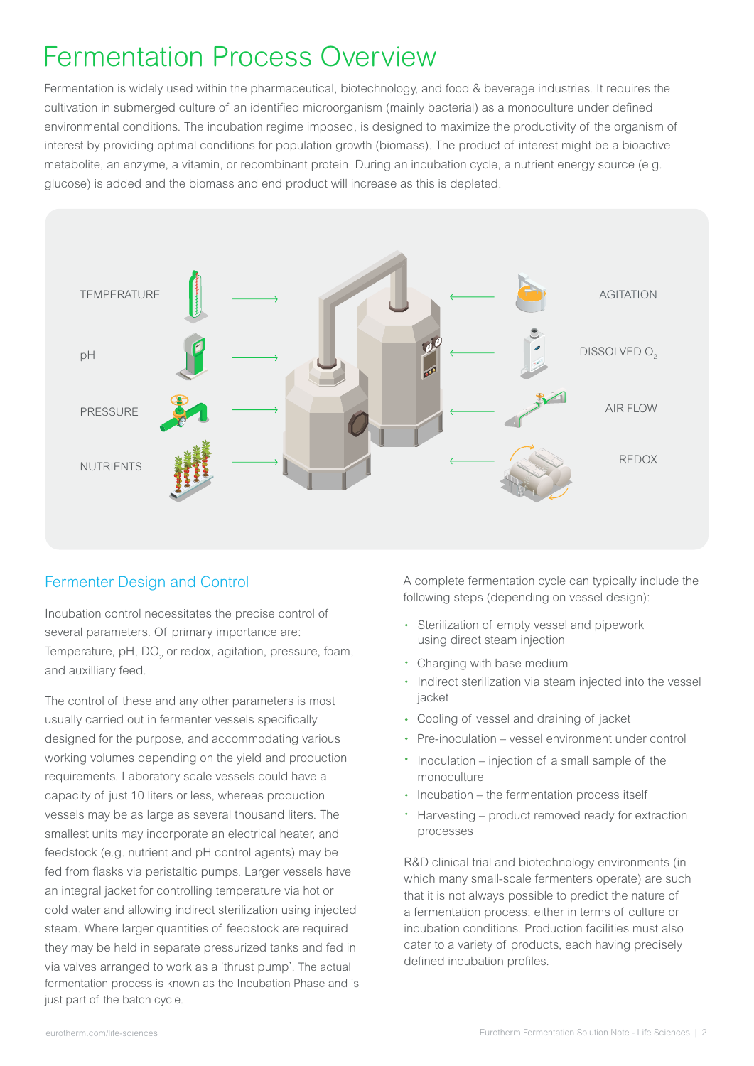# Fermentation Process Overview

Fermentation is widely used within the pharmaceutical, biotechnology, and food & beverage industries. It requires the cultivation in submerged culture of an identified microorganism (mainly bacterial) as a monoculture under defined environmental conditions. The incubation regime imposed, is designed to maximize the productivity of the organism of interest by providing optimal conditions for population growth (biomass). The product of interest might be a bioactive metabolite, an enzyme, a vitamin, or recombinant protein. During an incubation cycle, a nutrient energy source (e.g. glucose) is added and the biomass and end product will increase as this is depleted.

TEMPERATURE

pH

PRESSURE

NUTRIENTS

AGITATION

DISSOLVED $O_2$

AIR FLOW

REDOX

## Fermenter Design and Control

Incubation control necessitates the precise control of several parameters. Of primary importance are: Temperature, pH, $DO_2$ or redox, agitation, pressure, foam, and auxilliary feed.

The control of these and any other parameters is most usually carried out in fermenter vessels specifically designed for the purpose, and accommodating various working volumes depending on the yield and production requirements. Laboratory scale vessels could have a capacity of just 10 liters or less, whereas production vessels may be as large as several thousand liters. The smallest units may incorporate an electrical heater, and feedstock (e.g. nutrient and pH control agents) may be fed from flasks via peristaltic pumps. Larger vessels have an integral jacket for controlling temperature via hot or cold water and allowing indirect sterilization using injected steam. Where larger quantities of feedstock are required they may be held in separate pressurized tanks and fed in via valves arranged to work as a 'thrust pump'. The actual fermentation process is known as the Incubation Phase and is just part of the batch cycle.

A complete fermentation cycle can typically include the following steps (depending on vessel design):

- Sterilization of empty vessel and pipework using direct steam injection
- Charging with base medium
- Indirect sterilization via steam injected into the vessel jacket
- Cooling of vessel and draining of jacket
- Pre-inoculation – vessel environment under control
- Inoculation – injection of a small sample of the monoculture
- Incubation – the fermentation process itself
- Harvesting – product removed ready for extraction processes

R&D clinical trial and biotechnology environments (in which many small-scale fermenters operate) are such that it is not always possible to predict the nature of a fermentation process; either in terms of culture or incubation conditions. Production facilities must also cater to a variety of products, each having precisely defined incubation profiles.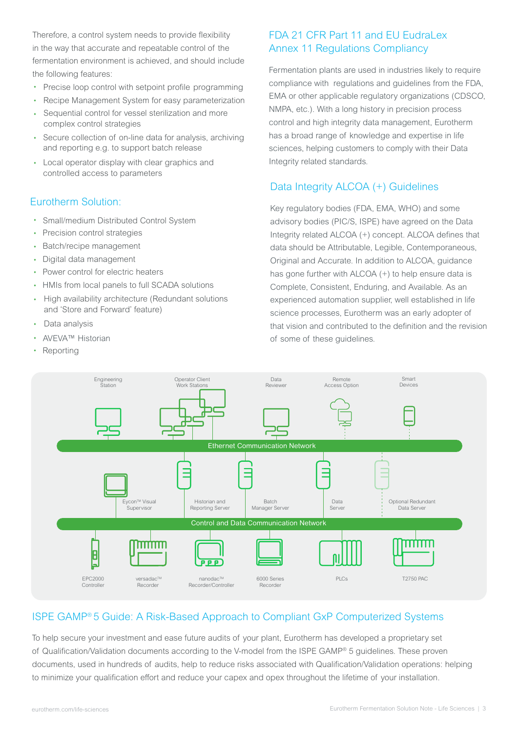Therefore, a control system needs to provide flexibility in the way that accurate and repeatable control of the fermentation environment is achieved, and should include the following features:

- Precise loop control with setpoint profile programming
- Recipe Management System for easy parameterization
- Sequential control for vessel sterilization and more complex control strategies
- Secure collection of on-line data for analysis, archiving and reporting e.g. to support batch release
- Local operator display with clear graphics and controlled access to parameters

## Eurotherm Solution:

- Small/medium Distributed Control System
- Precision control strategies
- Batch/recipe management
- Digital data management
- Power control for electric heaters
- HMIs from local panels to full SCADA solutions
- High availability architecture (Redundant solutions and 'Store and Forward' feature)
- Data analysis
- AVEVA™ Historian
- Reporting

## FDA 21 CFR Part 11 and EU EudraLex Annex 11 Regulations Compliancy

Fermentation plants are used in industries likely to require compliance with regulations and guidelines from the FDA, EMA or other applicable regulatory organizations (CDSCO, NMPA, etc.). With a long history in precision process control and high integrity data management, Eurotherm has a broad range of knowledge and expertise in life sciences, helping customers to comply with their Data Integrity related standards.

## Data Integrity ALCOA (+) Guidelines

Key regulatory bodies (FDA, EMA, WHO) and some advisory bodies (PIC/S, ISPE) have agreed on the Data Integrity related ALCOA (+) concept. ALCOA defines that data should be Attributable, Legible, Contemporaneous, Original and Accurate. In addition to ALCOA, guidance has gone further with ALCOA (+) to help ensure data is Complete, Consistent, Enduring, and Available. As an experienced automation supplier, well established in life science processes, Eurotherm was an early adopter of that vision and contributed to the definition and the revision of some of these guidelines.

Engineering Station | Operator Client Work Stations | Data Reviewer | Remote Access Option | Smart Devices

Ethernet Communication Network

Eycon™ Visual Supervisor | Historian and Reporting Server | Batch Manager Server | Data Server | Optional Redundant Data Server

Control and Data Communication Network

EPC2000 Controller | versadac™ Recorder | nanodac™ Recorder/Controller | 6000 Series Recorder | PLCs | T2750 PAC

## ISPE GAMP® 5 Guide: A Risk-Based Approach to Compliant GxP Computerized Systems

To help secure your investment and ease future audits of your plant, Eurotherm has developed a proprietary set of Qualification/Validation documents according to the V-model from the ISPE GAMP® 5 guidelines. These proven documents, used in hundreds of audits, help to reduce risks associated with Qualification/Validation operations: helping to minimize your qualification effort and reduce your capex and opex throughout the lifetime of your installation.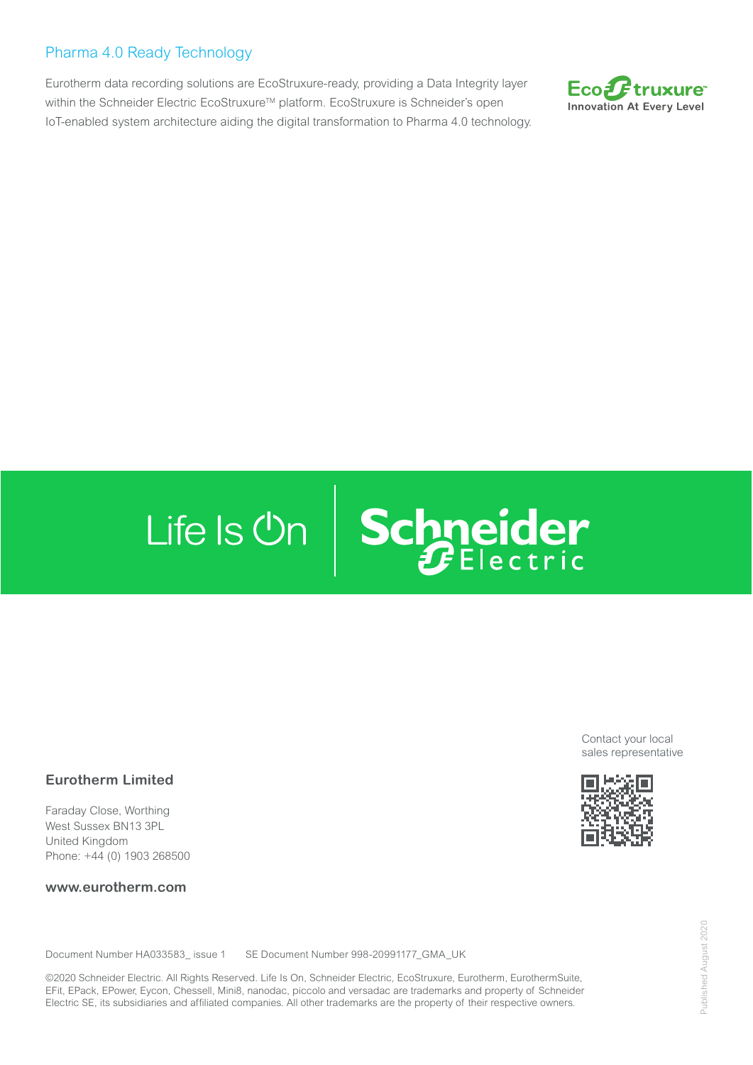## Pharma 4.0 Ready Technology

Eurotherm data recording solutions are EcoStruxure-ready, providing a Data Integrity layer within the Schneider Electric EcoStruxure™ platform. EcoStruxure is Schneider's open IoT-enabled system architecture aiding the digital transformation to Pharma 4.0 technology.

EcoStruxure
Innovation At Every Level

Life Is On | Schneider Electric

Contact your local sales representative

**Eurotherm Limited**

Faraday Close, Worthing
West Sussex BN13 3PL
United Kingdom
Phone: +44 (0) 1903 268500

**www.eurotherm.com**

Document Number HA033583_ issue 1    SE Document Number 998-20991177_GMA_UK

©2020 Schneider Electric. All Rights Reserved. Life Is On, Schneider Electric, EcoStruxure, Eurotherm, EurothermSuite, EFit, EPack, EPower, Eycon, Chessell, Mini8, nanodac, piccolo and versadac are trademarks and property of Schneider Electric SE, its subsidiaries and affiliated companies. All other trademarks are the property of their respective owners.

Published August 2020